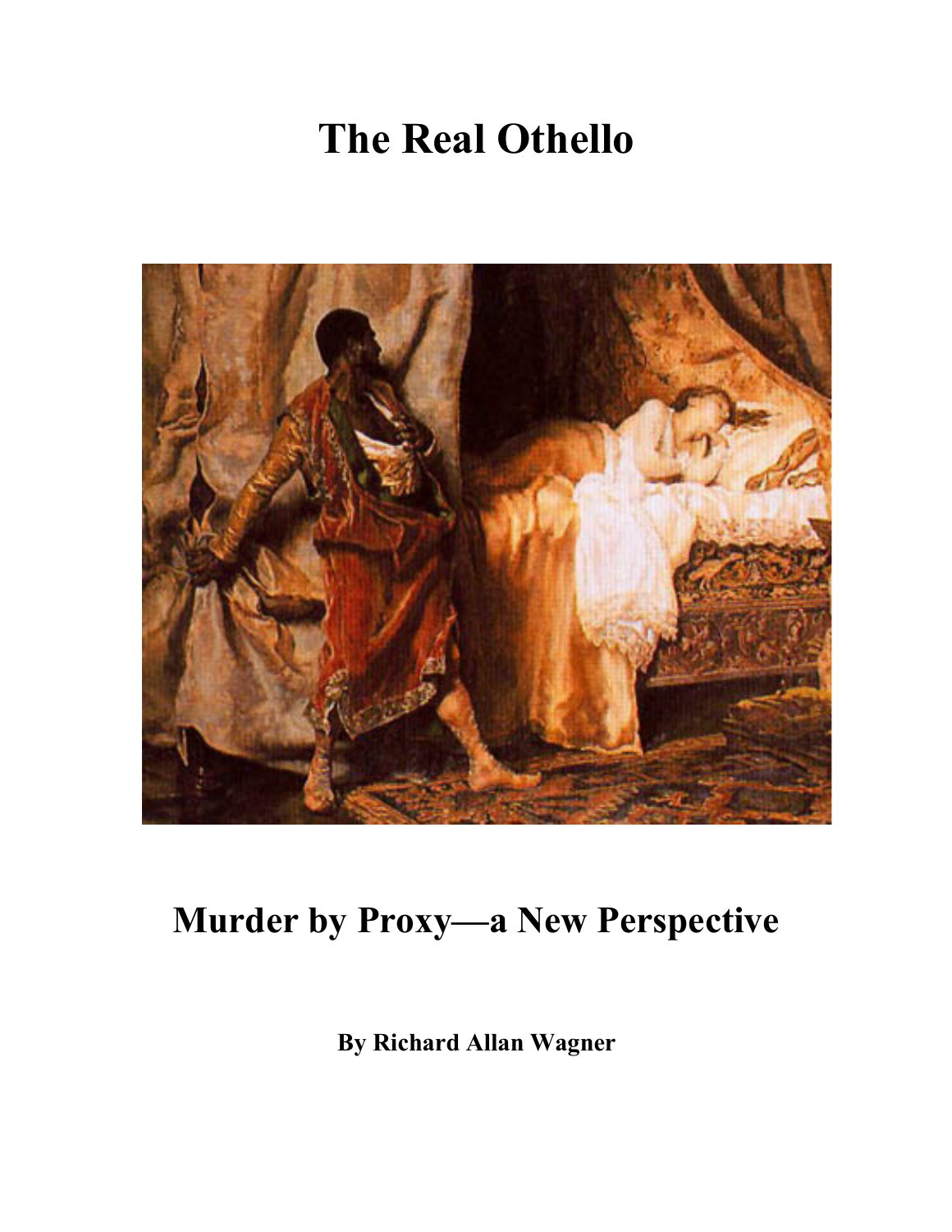# The Real Othello

## Murder by Proxy—a New Perspective

**By Richard Allan Wagner**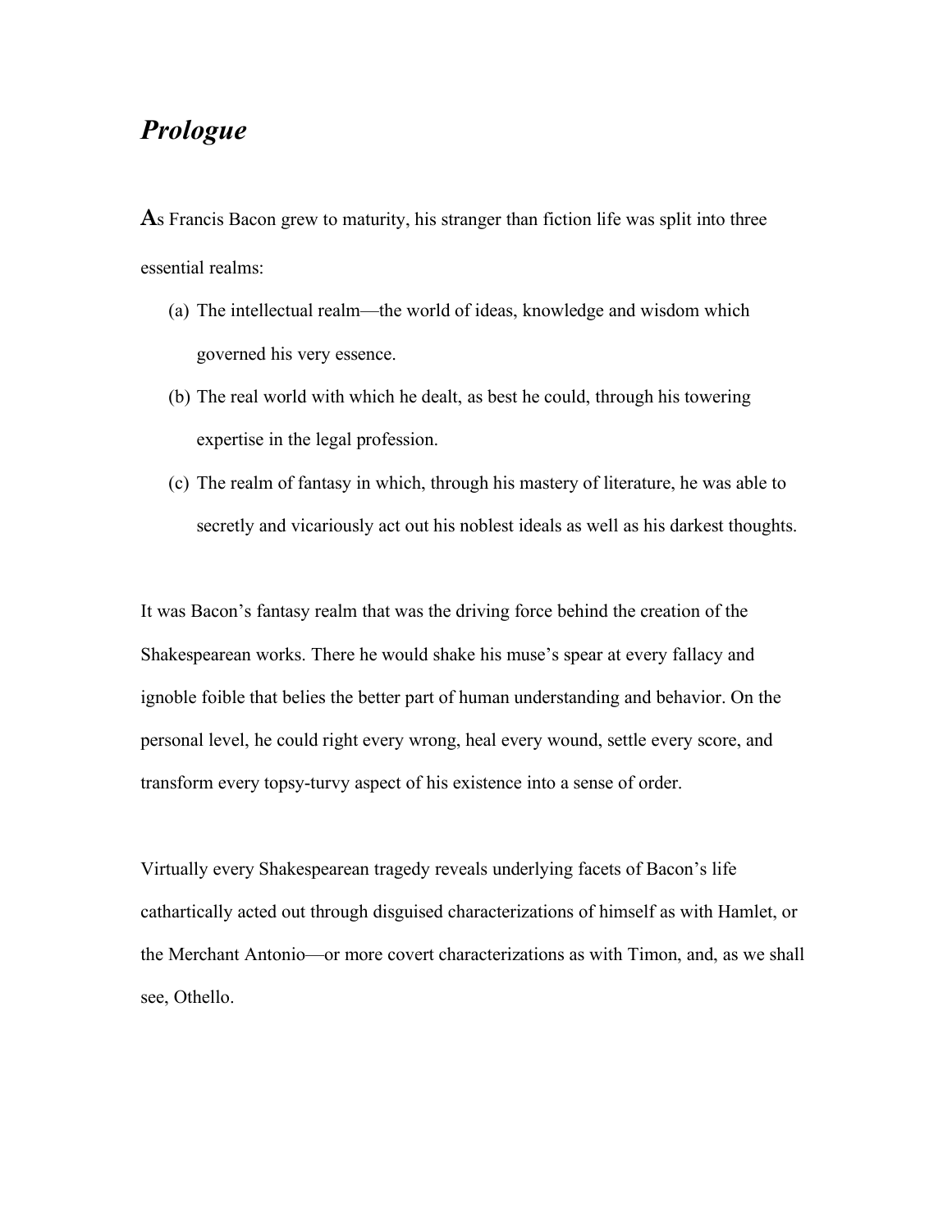# *Prologue*

**A**s Francis Bacon grew to maturity, his stranger than fiction life was split into three essential realms:

(a) The intellectual realm—the world of ideas, knowledge and wisdom which governed his very essence.

(b) The real world with which he dealt, as best he could, through his towering expertise in the legal profession.

(c) The realm of fantasy in which, through his mastery of literature, he was able to secretly and vicariously act out his noblest ideals as well as his darkest thoughts.

It was Bacon's fantasy realm that was the driving force behind the creation of the Shakespearean works. There he would shake his muse's spear at every fallacy and ignoble foible that belies the better part of human understanding and behavior. On the personal level, he could right every wrong, heal every wound, settle every score, and transform every topsy-turvy aspect of his existence into a sense of order.

Virtually every Shakespearean tragedy reveals underlying facets of Bacon's life cathartically acted out through disguised characterizations of himself as with Hamlet, or the Merchant Antonio—or more covert characterizations as with Timon, and, as we shall see, Othello.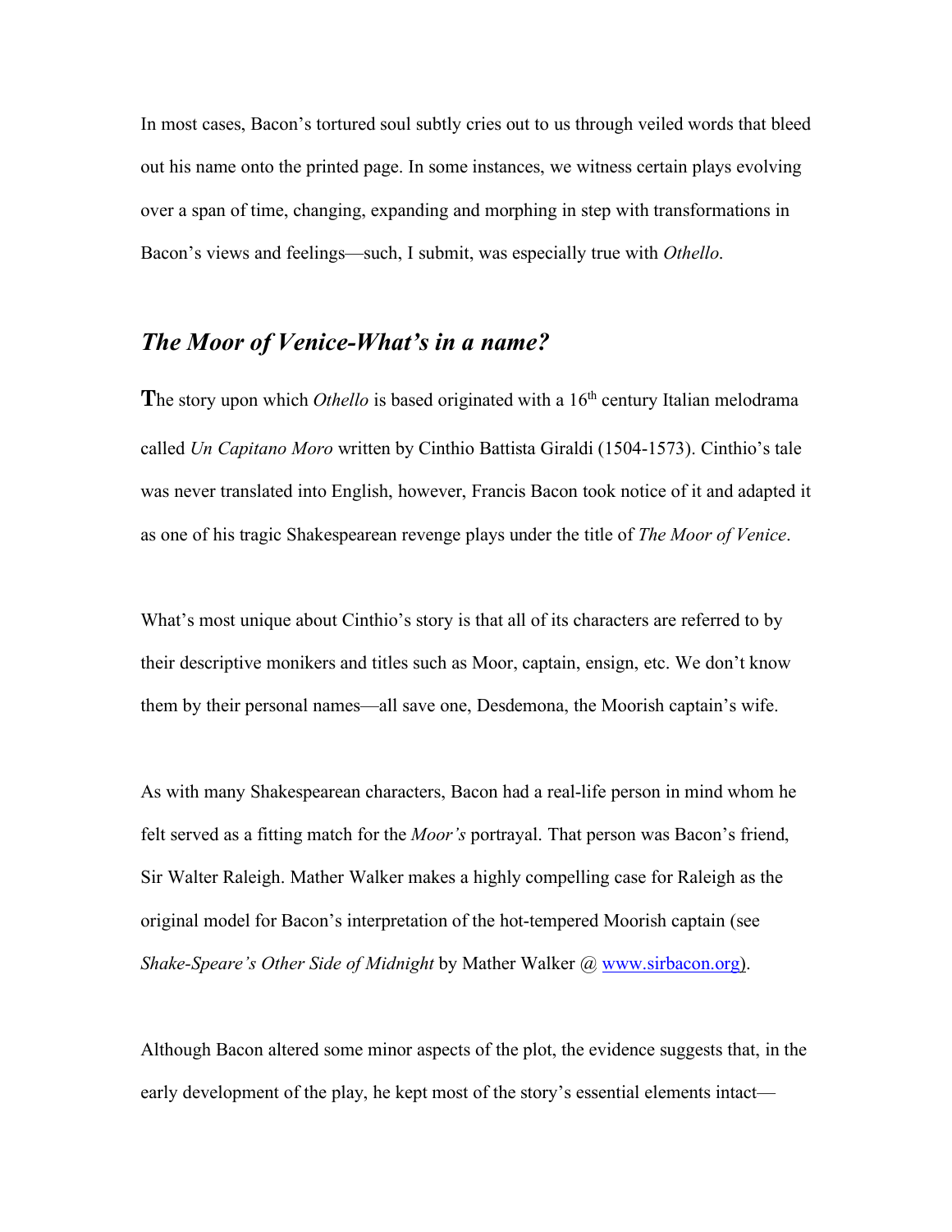In most cases, Bacon's tortured soul subtly cries out to us through veiled words that bleed out his name onto the printed page. In some instances, we witness certain plays evolving over a span of time, changing, expanding and morphing in step with transformations in Bacon's views and feelings—such, I submit, was especially true with *Othello*.

## *The Moor of Venice-What's in a name?*

**T**he story upon which *Othello* is based originated with a 16th century Italian melodrama called *Un Capitano Moro* written by Cinthio Battista Giraldi (1504-1573). Cinthio's tale was never translated into English, however, Francis Bacon took notice of it and adapted it as one of his tragic Shakespearean revenge plays under the title of *The Moor of Venice*.

What's most unique about Cinthio's story is that all of its characters are referred to by their descriptive monikers and titles such as Moor, captain, ensign, etc. We don't know them by their personal names—all save one, Desdemona, the Moorish captain's wife.

As with many Shakespearean characters, Bacon had a real-life person in mind whom he felt served as a fitting match for the *Moor's* portrayal. That person was Bacon's friend, Sir Walter Raleigh. Mather Walker makes a highly compelling case for Raleigh as the original model for Bacon's interpretation of the hot-tempered Moorish captain (see *Shake-Speare's Other Side of Midnight* by Mather Walker @ www.sirbacon.org).

Although Bacon altered some minor aspects of the plot, the evidence suggests that, in the early development of the play, he kept most of the story's essential elements intact—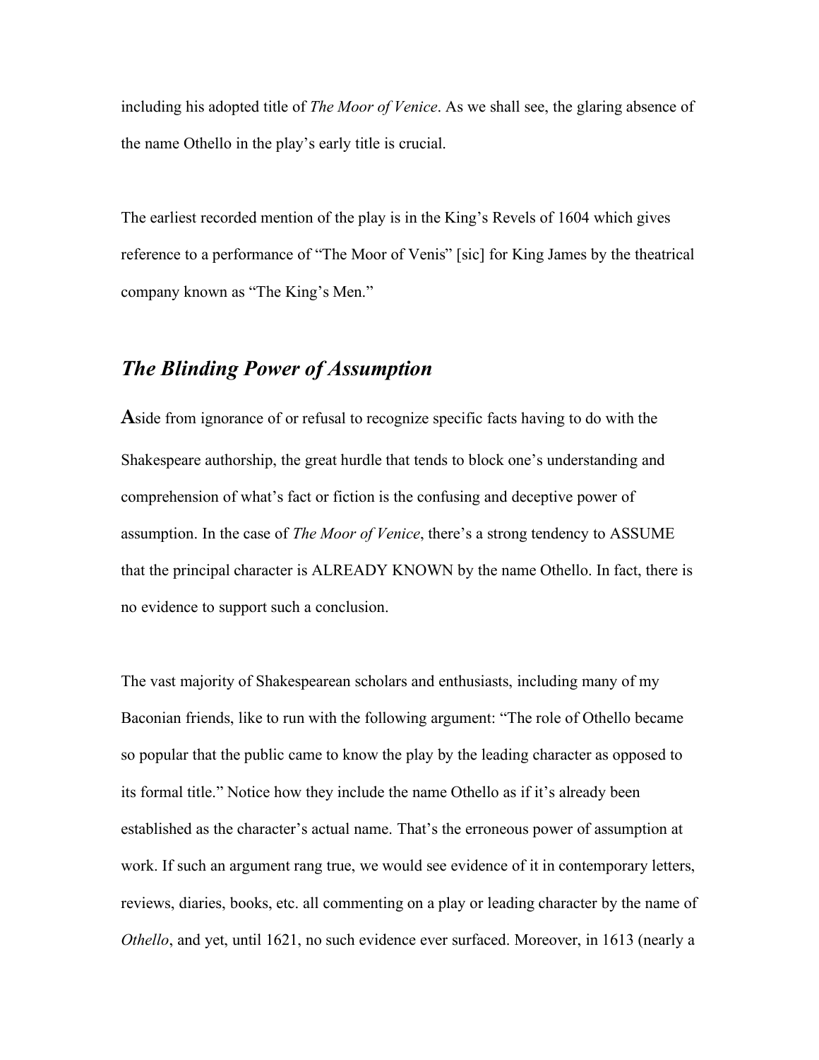including his adopted title of *The Moor of Venice*. As we shall see, the glaring absence of the name Othello in the play's early title is crucial.

The earliest recorded mention of the play is in the King's Revels of 1604 which gives reference to a performance of "The Moor of Venis" [sic] for King James by the theatrical company known as "The King's Men."

## *The Blinding Power of Assumption*

**A**side from ignorance of or refusal to recognize specific facts having to do with the Shakespeare authorship, the great hurdle that tends to block one's understanding and comprehension of what's fact or fiction is the confusing and deceptive power of assumption. In the case of *The Moor of Venice*, there's a strong tendency to ASSUME that the principal character is ALREADY KNOWN by the name Othello. In fact, there is no evidence to support such a conclusion.

The vast majority of Shakespearean scholars and enthusiasts, including many of my Baconian friends, like to run with the following argument: "The role of Othello became so popular that the public came to know the play by the leading character as opposed to its formal title." Notice how they include the name Othello as if it's already been established as the character's actual name. That's the erroneous power of assumption at work. If such an argument rang true, we would see evidence of it in contemporary letters, reviews, diaries, books, etc. all commenting on a play or leading character by the name of *Othello*, and yet, until 1621, no such evidence ever surfaced. Moreover, in 1613 (nearly a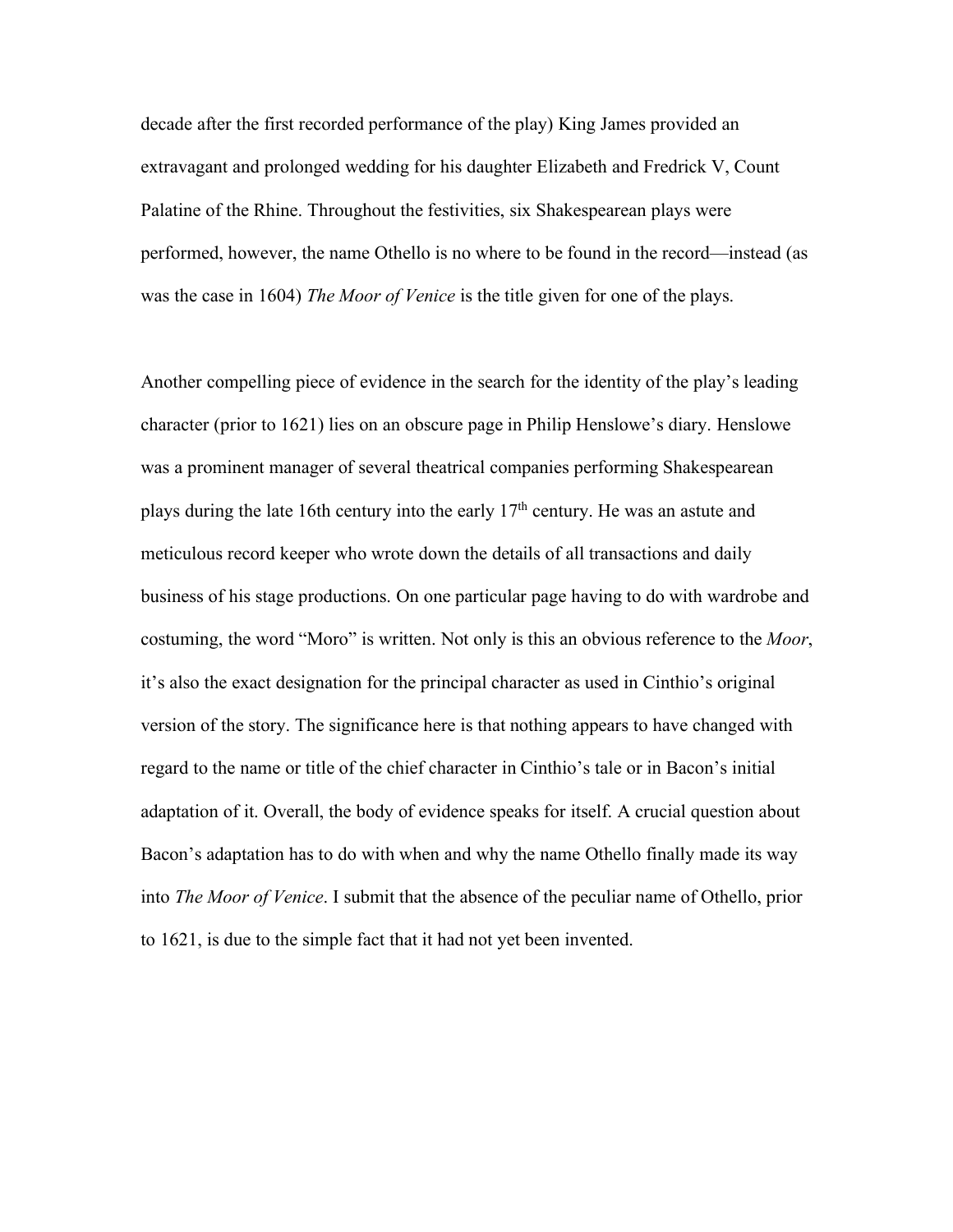decade after the first recorded performance of the play) King James provided an extravagant and prolonged wedding for his daughter Elizabeth and Fredrick V, Count Palatine of the Rhine. Throughout the festivities, six Shakespearean plays were performed, however, the name Othello is no where to be found in the record—instead (as was the case in 1604) *The Moor of Venice* is the title given for one of the plays.

Another compelling piece of evidence in the search for the identity of the play's leading character (prior to 1621) lies on an obscure page in Philip Henslowe's diary. Henslowe was a prominent manager of several theatrical companies performing Shakespearean plays during the late 16th century into the early 17th century. He was an astute and meticulous record keeper who wrote down the details of all transactions and daily business of his stage productions. On one particular page having to do with wardrobe and costuming, the word "Moro" is written. Not only is this an obvious reference to the *Moor*, it's also the exact designation for the principal character as used in Cinthio's original version of the story. The significance here is that nothing appears to have changed with regard to the name or title of the chief character in Cinthio's tale or in Bacon's initial adaptation of it. Overall, the body of evidence speaks for itself. A crucial question about Bacon's adaptation has to do with when and why the name Othello finally made its way into *The Moor of Venice*. I submit that the absence of the peculiar name of Othello, prior to 1621, is due to the simple fact that it had not yet been invented.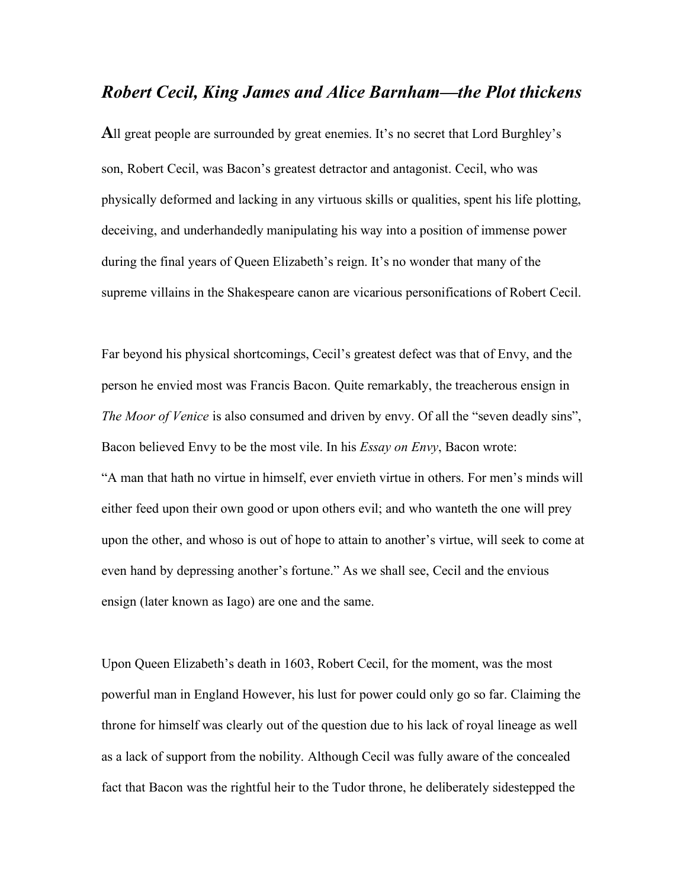## *Robert Cecil, King James and Alice Barnham—the Plot thickens*

All great people are surrounded by great enemies. It's no secret that Lord Burghley's son, Robert Cecil, was Bacon's greatest detractor and antagonist. Cecil, who was physically deformed and lacking in any virtuous skills or qualities, spent his life plotting, deceiving, and underhandedly manipulating his way into a position of immense power during the final years of Queen Elizabeth's reign. It's no wonder that many of the supreme villains in the Shakespeare canon are vicarious personifications of Robert Cecil.

Far beyond his physical shortcomings, Cecil's greatest defect was that of Envy, and the person he envied most was Francis Bacon. Quite remarkably, the treacherous ensign in *The Moor of Venice* is also consumed and driven by envy. Of all the "seven deadly sins", Bacon believed Envy to be the most vile. In his *Essay on Envy*, Bacon wrote:
"A man that hath no virtue in himself, ever envieth virtue in others. For men's minds will either feed upon their own good or upon others evil; and who wanteth the one will prey upon the other, and whoso is out of hope to attain to another's virtue, will seek to come at even hand by depressing another's fortune." As we shall see, Cecil and the envious ensign (later known as Iago) are one and the same.

Upon Queen Elizabeth's death in 1603, Robert Cecil, for the moment, was the most powerful man in England However, his lust for power could only go so far. Claiming the throne for himself was clearly out of the question due to his lack of royal lineage as well as a lack of support from the nobility. Although Cecil was fully aware of the concealed fact that Bacon was the rightful heir to the Tudor throne, he deliberately sidestepped the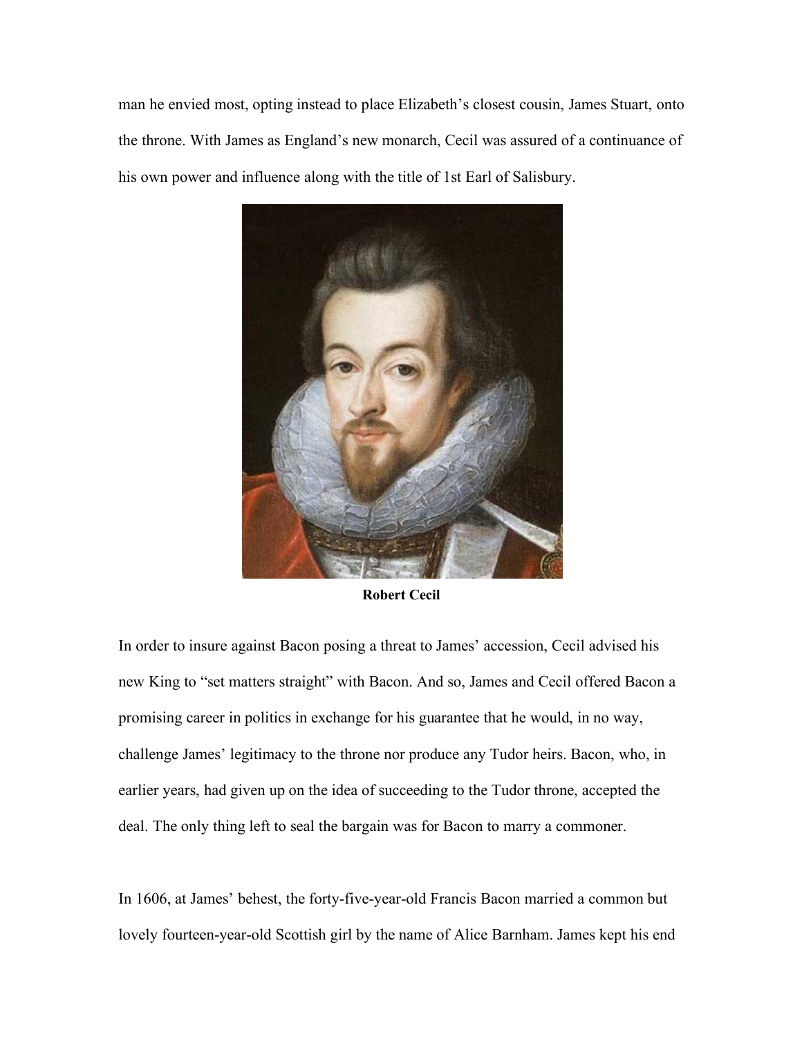man he envied most, opting instead to place Elizabeth's closest cousin, James Stuart, onto the throne. With James as England's new monarch, Cecil was assured of a continuance of his own power and influence along with the title of 1st Earl of Salisbury.

**Robert Cecil**

In order to insure against Bacon posing a threat to James' accession, Cecil advised his new King to "set matters straight" with Bacon. And so, James and Cecil offered Bacon a promising career in politics in exchange for his guarantee that he would, in no way, challenge James' legitimacy to the throne nor produce any Tudor heirs. Bacon, who, in earlier years, had given up on the idea of succeeding to the Tudor throne, accepted the deal. The only thing left to seal the bargain was for Bacon to marry a commoner.

In 1606, at James' behest, the forty-five-year-old Francis Bacon married a common but lovely fourteen-year-old Scottish girl by the name of Alice Barnham. James kept his end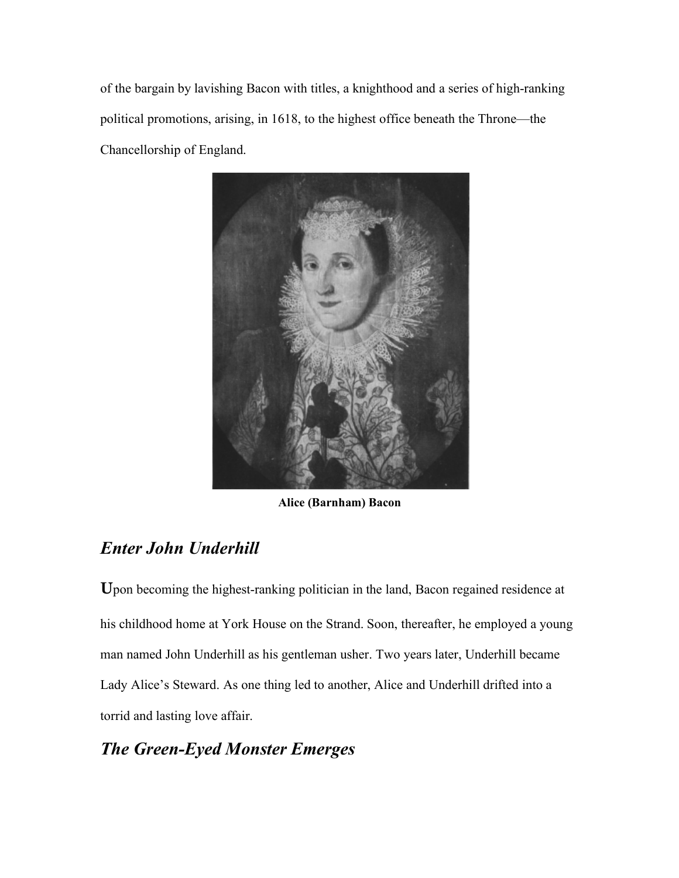of the bargain by lavishing Bacon with titles, a knighthood and a series of high-ranking political promotions, arising, in 1618, to the highest office beneath the Throne—the Chancellorship of England.

**Alice (Barnham) Bacon**

## *Enter John Underhill*

**U**pon becoming the highest-ranking politician in the land, Bacon regained residence at his childhood home at York House on the Strand. Soon, thereafter, he employed a young man named John Underhill as his gentleman usher. Two years later, Underhill became Lady Alice's Steward. As one thing led to another, Alice and Underhill drifted into a torrid and lasting love affair.

## *The Green-Eyed Monster Emerges*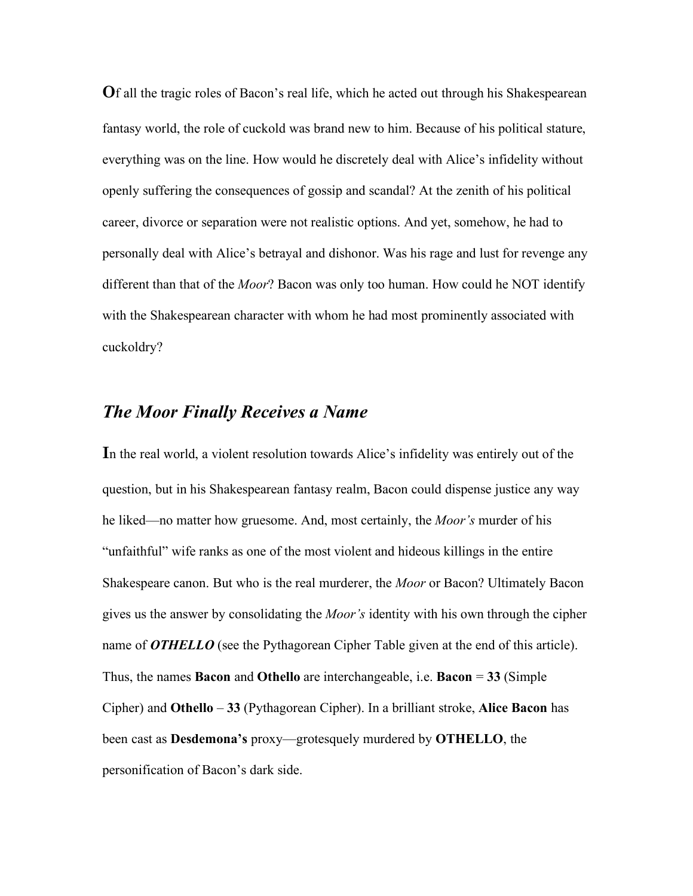Of all the tragic roles of Bacon's real life, which he acted out through his Shakespearean fantasy world, the role of cuckold was brand new to him. Because of his political stature, everything was on the line. How would he discretely deal with Alice's infidelity without openly suffering the consequences of gossip and scandal? At the zenith of his political career, divorce or separation were not realistic options. And yet, somehow, he had to personally deal with Alice's betrayal and dishonor. Was his rage and lust for revenge any different than that of the *Moor*? Bacon was only too human. How could he NOT identify with the Shakespearean character with whom he had most prominently associated with cuckoldry?

## *The Moor Finally Receives a Name*

In the real world, a violent resolution towards Alice's infidelity was entirely out of the question, but in his Shakespearean fantasy realm, Bacon could dispense justice any way he liked—no matter how gruesome. And, most certainly, the *Moor's* murder of his "unfaithful" wife ranks as one of the most violent and hideous killings in the entire Shakespeare canon. But who is the real murderer, the *Moor* or Bacon? Ultimately Bacon gives us the answer by consolidating the *Moor's* identity with his own through the cipher name of ***OTHELLO*** (see the Pythagorean Cipher Table given at the end of this article). Thus, the names **Bacon** and **Othello** are interchangeable, i.e. **Bacon** = **33** (Simple Cipher) and **Othello** – **33** (Pythagorean Cipher). In a brilliant stroke, **Alice Bacon** has been cast as **Desdemona's** proxy—grotesquely murdered by **OTHELLO**, the personification of Bacon's dark side.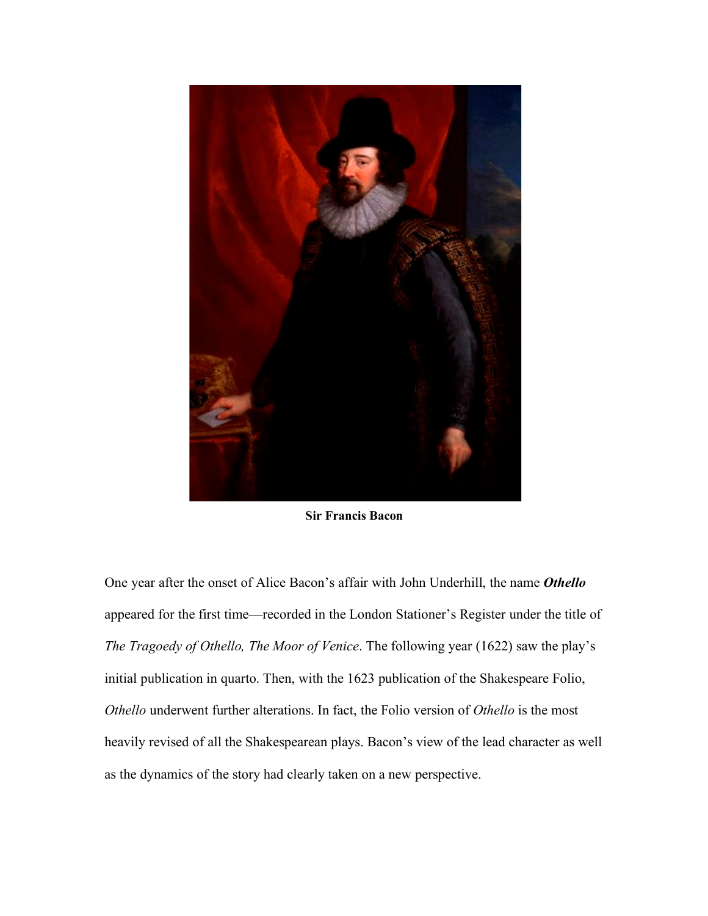**Sir Francis Bacon**

One year after the onset of Alice Bacon's affair with John Underhill, the name ***Othello*** appeared for the first time—recorded in the London Stationer's Register under the title of *The Tragoedy of Othello, The Moor of Venice*. The following year (1622) saw the play's initial publication in quarto. Then, with the 1623 publication of the Shakespeare Folio, *Othello* underwent further alterations. In fact, the Folio version of *Othello* is the most heavily revised of all the Shakespearean plays. Bacon's view of the lead character as well as the dynamics of the story had clearly taken on a new perspective.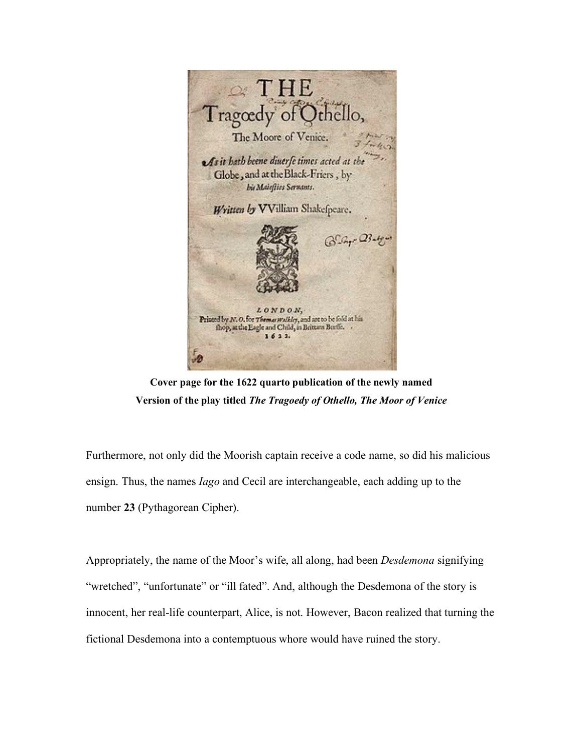**Cover page for the 1622 quarto publication of the newly named Version of the play titled *The Tragoedy of Othello, The Moor of Venice***

Furthermore, not only did the Moorish captain receive a code name, so did his malicious ensign. Thus, the names *Iago* and Cecil are interchangeable, each adding up to the number **23** (Pythagorean Cipher).

Appropriately, the name of the Moor's wife, all along, had been *Desdemona* signifying "wretched", "unfortunate" or "ill fated". And, although the Desdemona of the story is innocent, her real-life counterpart, Alice, is not. However, Bacon realized that turning the fictional Desdemona into a contemptuous whore would have ruined the story.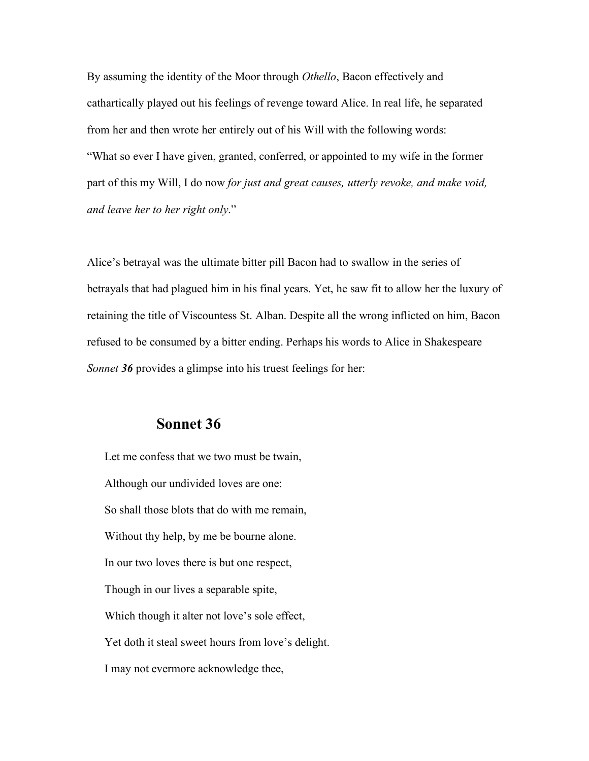By assuming the identity of the Moor through *Othello*, Bacon effectively and cathartically played out his feelings of revenge toward Alice. In real life, he separated from her and then wrote her entirely out of his Will with the following words: "What so ever I have given, granted, conferred, or appointed to my wife in the former part of this my Will, I do now *for just and great causes, utterly revoke, and make void, and leave her to her right only*."

Alice's betrayal was the ultimate bitter pill Bacon had to swallow in the series of betrayals that had plagued him in his final years. Yet, he saw fit to allow her the luxury of retaining the title of Viscountess St. Alban. Despite all the wrong inflicted on him, Bacon refused to be consumed by a bitter ending. Perhaps his words to Alice in Shakespeare *Sonnet **36*** provides a glimpse into his truest feelings for her:

## Sonnet 36

Let me confess that we two must be twain,

Although our undivided loves are one:

So shall those blots that do with me remain,

Without thy help, by me be bourne alone.

In our two loves there is but one respect,

Though in our lives a separable spite,

Which though it alter not love's sole effect,

Yet doth it steal sweet hours from love's delight.

I may not evermore acknowledge thee,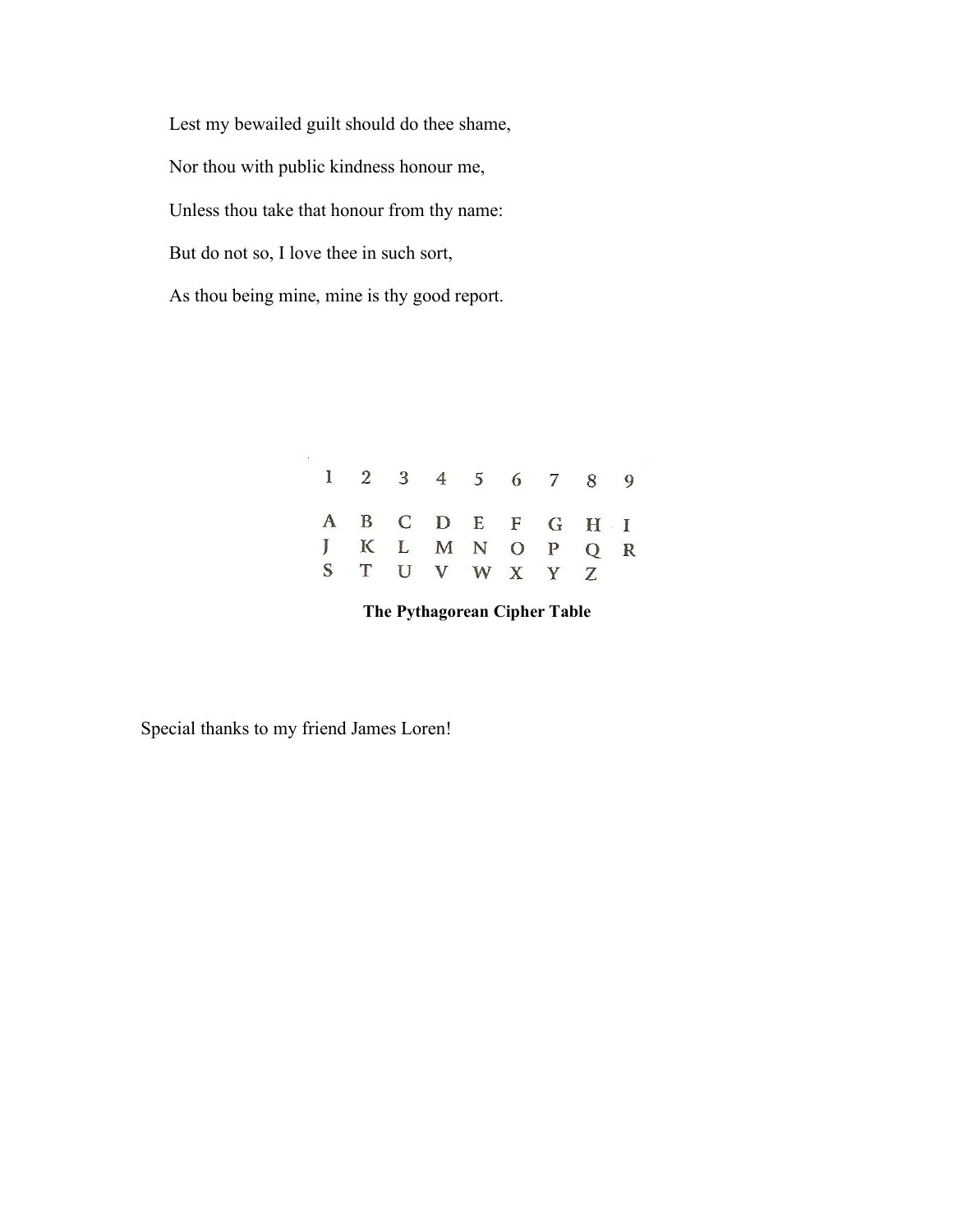Lest my bewailed guilt should do thee shame,

Nor thou with public kindness honour me,

Unless thou take that honour from thy name:

But do not so, I love thee in such sort,

As thou being mine, mine is thy good report.

| 1 | 2 | 3 | 4 | 5 | 6 | 7 | 8 | 9 |
|---|---|---|---|---|---|---|---|---|
| A | B | C | D | E | F | G | H | I |
| J | K | L | M | N | O | P | Q | R |
| S | T | U | V | W | X | Y | Z | |

**The Pythagorean Cipher Table**

Special thanks to my friend James Loren!